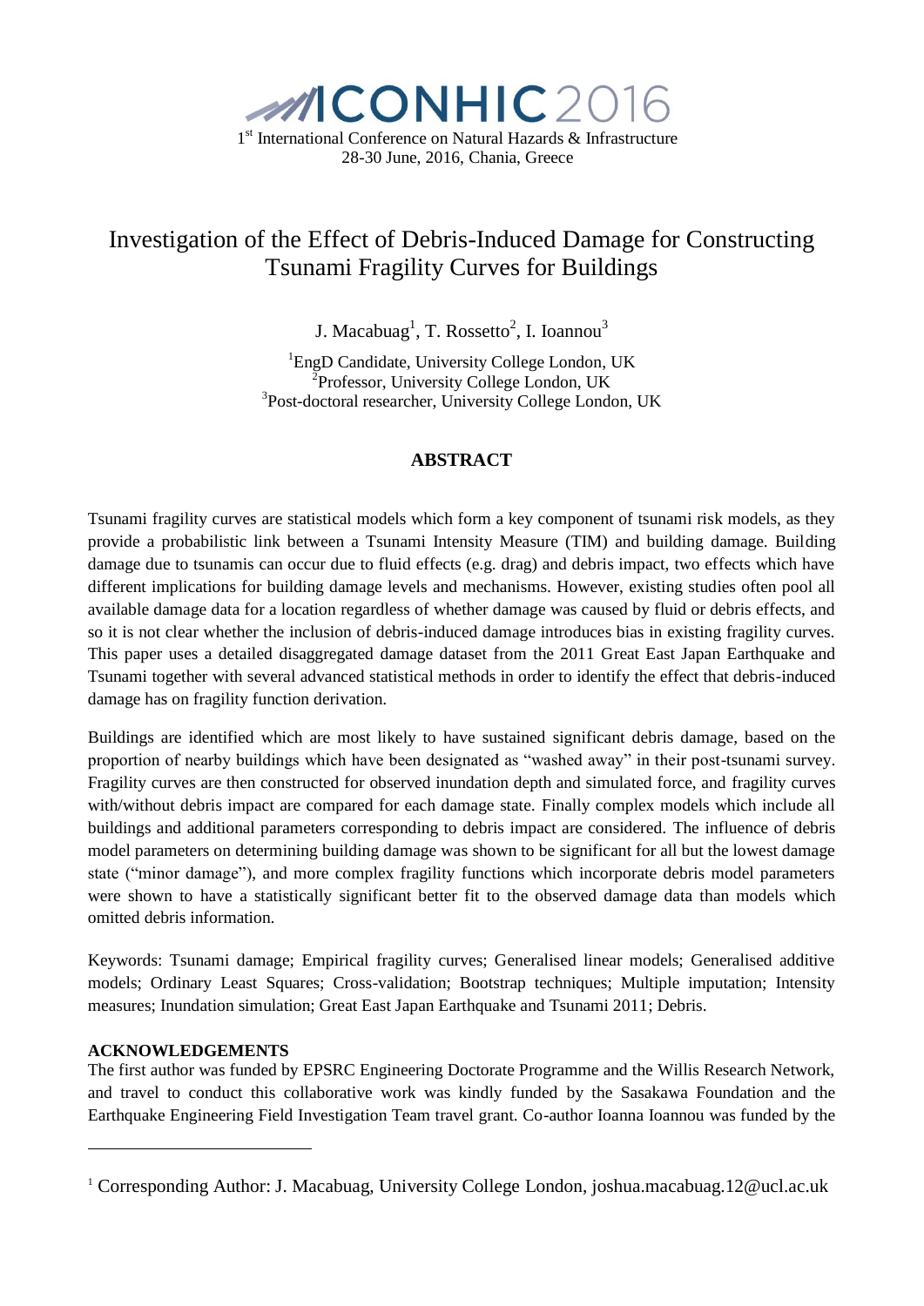ICONHIC2016

1st International Conference on Natural Hazards & Infrastructure
28-30 June, 2016, Chania, Greece

# Investigation of the Effect of Debris-Induced Damage for Constructing Tsunami Fragility Curves for Buildings

J. Macabuag[1], T. Rossetto[2], I. Ioannou[3]

[1]EngD Candidate, University College London, UK
[2]Professor, University College London, UK
[3]Post-doctoral researcher, University College London, UK

## ABSTRACT

Tsunami fragility curves are statistical models which form a key component of tsunami risk models, as they provide a probabilistic link between a Tsunami Intensity Measure (TIM) and building damage. Building damage due to tsunamis can occur due to fluid effects (e.g. drag) and debris impact, two effects which have different implications for building damage levels and mechanisms. However, existing studies often pool all available damage data for a location regardless of whether damage was caused by fluid or debris effects, and so it is not clear whether the inclusion of debris-induced damage introduces bias in existing fragility curves. This paper uses a detailed disaggregated damage dataset from the 2011 Great East Japan Earthquake and Tsunami together with several advanced statistical methods in order to identify the effect that debris-induced damage has on fragility function derivation.

Buildings are identified which are most likely to have sustained significant debris damage, based on the proportion of nearby buildings which have been designated as "washed away" in their post-tsunami survey. Fragility curves are then constructed for observed inundation depth and simulated force, and fragility curves with/without debris impact are compared for each damage state. Finally complex models which include all buildings and additional parameters corresponding to debris impact are considered. The influence of debris model parameters on determining building damage was shown to be significant for all but the lowest damage state ("minor damage"), and more complex fragility functions which incorporate debris model parameters were shown to have a statistically significant better fit to the observed damage data than models which omitted debris information.

Keywords: Tsunami damage; Empirical fragility curves; Generalised linear models; Generalised additive models; Ordinary Least Squares; Cross-validation; Bootstrap techniques; Multiple imputation; Intensity measures; Inundation simulation; Great East Japan Earthquake and Tsunami 2011; Debris.

**ACKNOWLEDGEMENTS**
The first author was funded by EPSRC Engineering Doctorate Programme and the Willis Research Network, and travel to conduct this collaborative work was kindly funded by the Sasakawa Foundation and the Earthquake Engineering Field Investigation Team travel grant. Co-author Ioanna Ioannou was funded by the

---

[1] Corresponding Author: J. Macabuag, University College London, joshua.macabuag.12@ucl.ac.uk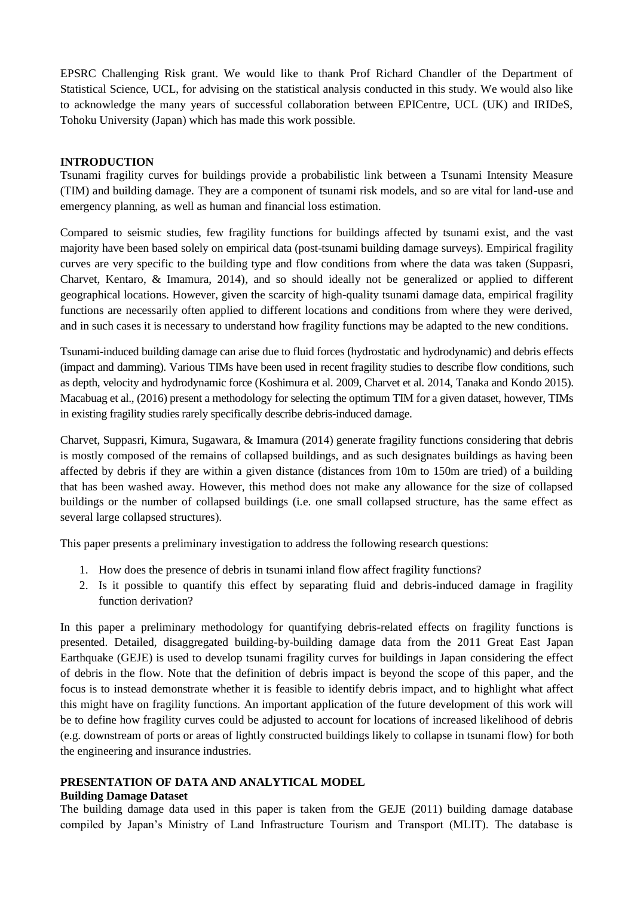EPSRC Challenging Risk grant. We would like to thank Prof Richard Chandler of the Department of Statistical Science, UCL, for advising on the statistical analysis conducted in this study. We would also like to acknowledge the many years of successful collaboration between EPICentre, UCL (UK) and IRIDeS, Tohoku University (Japan) which has made this work possible.

## INTRODUCTION

Tsunami fragility curves for buildings provide a probabilistic link between a Tsunami Intensity Measure (TIM) and building damage. They are a component of tsunami risk models, and so are vital for land-use and emergency planning, as well as human and financial loss estimation.

Compared to seismic studies, few fragility functions for buildings affected by tsunami exist, and the vast majority have been based solely on empirical data (post-tsunami building damage surveys). Empirical fragility curves are very specific to the building type and flow conditions from where the data was taken (Suppasri, Charvet, Kentaro, & Imamura, 2014), and so should ideally not be generalized or applied to different geographical locations. However, given the scarcity of high-quality tsunami damage data, empirical fragility functions are necessarily often applied to different locations and conditions from where they were derived, and in such cases it is necessary to understand how fragility functions may be adapted to the new conditions.

Tsunami-induced building damage can arise due to fluid forces (hydrostatic and hydrodynamic) and debris effects (impact and damming). Various TIMs have been used in recent fragility studies to describe flow conditions, such as depth, velocity and hydrodynamic force (Koshimura et al. 2009, Charvet et al. 2014, Tanaka and Kondo 2015). Macabuag et al., (2016) present a methodology for selecting the optimum TIM for a given dataset, however, TIMs in existing fragility studies rarely specifically describe debris-induced damage.

Charvet, Suppasri, Kimura, Sugawara, & Imamura (2014) generate fragility functions considering that debris is mostly composed of the remains of collapsed buildings, and as such designates buildings as having been affected by debris if they are within a given distance (distances from 10m to 150m are tried) of a building that has been washed away. However, this method does not make any allowance for the size of collapsed buildings or the number of collapsed buildings (i.e. one small collapsed structure, has the same effect as several large collapsed structures).

This paper presents a preliminary investigation to address the following research questions:

1. How does the presence of debris in tsunami inland flow affect fragility functions?
2. Is it possible to quantify this effect by separating fluid and debris-induced damage in fragility function derivation?

In this paper a preliminary methodology for quantifying debris-related effects on fragility functions is presented. Detailed, disaggregated building-by-building damage data from the 2011 Great East Japan Earthquake (GEJE) is used to develop tsunami fragility curves for buildings in Japan considering the effect of debris in the flow. Note that the definition of debris impact is beyond the scope of this paper, and the focus is to instead demonstrate whether it is feasible to identify debris impact, and to highlight what affect this might have on fragility functions. An important application of the future development of this work will be to define how fragility curves could be adjusted to account for locations of increased likelihood of debris (e.g. downstream of ports or areas of lightly constructed buildings likely to collapse in tsunami flow) for both the engineering and insurance industries.

## PRESENTATION OF DATA AND ANALYTICAL MODEL

### Building Damage Dataset

The building damage data used in this paper is taken from the GEJE (2011) building damage database compiled by Japan's Ministry of Land Infrastructure Tourism and Transport (MLIT). The database is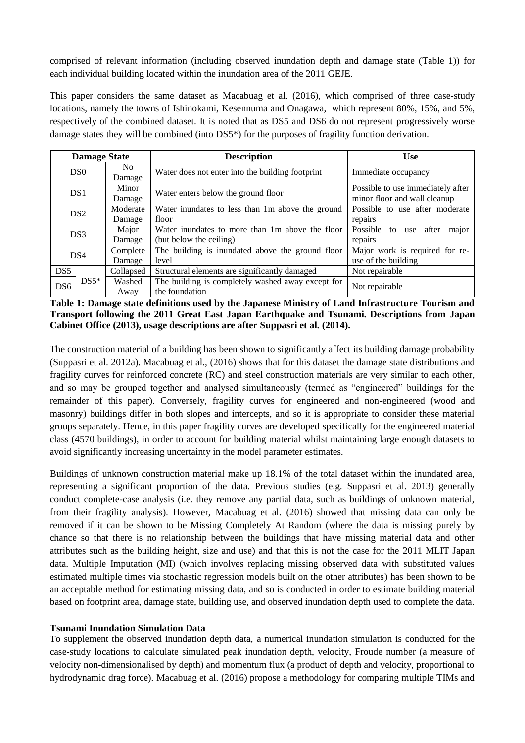comprised of relevant information (including observed inundation depth and damage state (Table 1)) for each individual building located within the inundation area of the 2011 GEJE.

This paper considers the same dataset as Macabuag et al. (2016), which comprised of three case-study locations, namely the towns of Ishinokami, Kesennuma and Onagawa, which represent 80%, 15%, and 5%, respectively of the combined dataset. It is noted that as DS5 and DS6 do not represent progressively worse damage states they will be combined (into DS5*) for the purposes of fragility function derivation.

| Damage State | | | Description | Use |
|---|---|---|---|---|
| DS0 | | No Damage | Water does not enter into the building footprint | Immediate occupancy |
| DS1 | | Minor Damage | Water enters below the ground floor | Possible to use immediately after minor floor and wall cleanup |
| DS2 | | Moderate Damage | Water inundates to less than 1m above the ground floor | Possible to use after moderate repairs |
| DS3 | | Major Damage | Water inundates to more than 1m above the floor (but below the ceiling) | Possible to use after major repairs |
| DS4 | | Complete Damage | The building is inundated above the ground floor level | Major work is required for re-use of the building |
| DS5 | DS5* | Collapsed | Structural elements are significantly damaged | Not repairable |
| DS6 | | Washed Away | The building is completely washed away except for the foundation | Not repairable |

**Table 1: Damage state definitions used by the Japanese Ministry of Land Infrastructure Tourism and Transport following the 2011 Great East Japan Earthquake and Tsunami. Descriptions from Japan Cabinet Office (2013), usage descriptions are after Suppasri et al. (2014).**

The construction material of a building has been shown to significantly affect its building damage probability (Suppasri et al. 2012a). Macabuag et al., (2016) shows that for this dataset the damage state distributions and fragility curves for reinforced concrete (RC) and steel construction materials are very similar to each other, and so may be grouped together and analysed simultaneously (termed as "engineered" buildings for the remainder of this paper). Conversely, fragility curves for engineered and non-engineered (wood and masonry) buildings differ in both slopes and intercepts, and so it is appropriate to consider these material groups separately. Hence, in this paper fragility curves are developed specifically for the engineered material class (4570 buildings), in order to account for building material whilst maintaining large enough datasets to avoid significantly increasing uncertainty in the model parameter estimates.

Buildings of unknown construction material make up 18.1% of the total dataset within the inundated area, representing a significant proportion of the data. Previous studies (e.g. Suppasri et al. 2013) generally conduct complete-case analysis (i.e. they remove any partial data, such as buildings of unknown material, from their fragility analysis). However, Macabuag et al. (2016) showed that missing data can only be removed if it can be shown to be Missing Completely At Random (where the data is missing purely by chance so that there is no relationship between the buildings that have missing material data and other attributes such as the building height, size and use) and that this is not the case for the 2011 MLIT Japan data. Multiple Imputation (MI) (which involves replacing missing observed data with substituted values estimated multiple times via stochastic regression models built on the other attributes) has been shown to be an acceptable method for estimating missing data, and so is conducted in order to estimate building material based on footprint area, damage state, building use, and observed inundation depth used to complete the data.

**Tsunami Inundation Simulation Data**

To supplement the observed inundation depth data, a numerical inundation simulation is conducted for the case-study locations to calculate simulated peak inundation depth, velocity, Froude number (a measure of velocity non-dimensionalised by depth) and momentum flux (a product of depth and velocity, proportional to hydrodynamic drag force). Macabuag et al. (2016) propose a methodology for comparing multiple TIMs and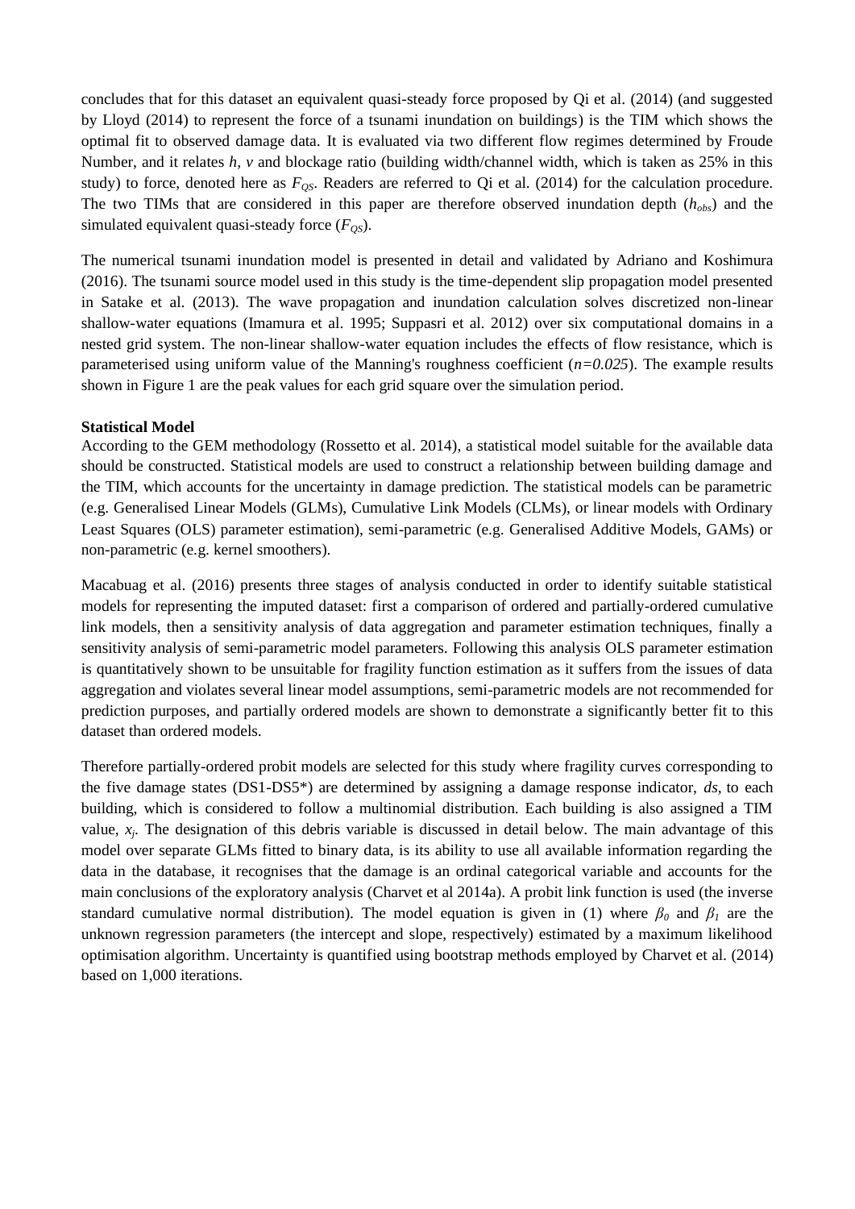concludes that for this dataset an equivalent quasi-steady force proposed by Qi et al. (2014) (and suggested by Lloyd (2014) to represent the force of a tsunami inundation on buildings) is the TIM which shows the optimal fit to observed damage data. It is evaluated via two different flow regimes determined by Froude Number, and it relates $h$, $v$ and blockage ratio (building width/channel width, which is taken as 25% in this study) to force, denoted here as $F_{QS}$. Readers are referred to Qi et al. (2014) for the calculation procedure. The two TIMs that are considered in this paper are therefore observed inundation depth ($h_{obs}$) and the simulated equivalent quasi-steady force ($F_{QS}$).

The numerical tsunami inundation model is presented in detail and validated by Adriano and Koshimura (2016). The tsunami source model used in this study is the time-dependent slip propagation model presented in Satake et al. (2013). The wave propagation and inundation calculation solves discretized non-linear shallow-water equations (Imamura et al. 1995; Suppasri et al. 2012) over six computational domains in a nested grid system. The non-linear shallow-water equation includes the effects of flow resistance, which is parameterised using uniform value of the Manning's roughness coefficient ($n=0.025$). The example results shown in Figure 1 are the peak values for each grid square over the simulation period.

**Statistical Model**

According to the GEM methodology (Rossetto et al. 2014), a statistical model suitable for the available data should be constructed. Statistical models are used to construct a relationship between building damage and the TIM, which accounts for the uncertainty in damage prediction. The statistical models can be parametric (e.g. Generalised Linear Models (GLMs), Cumulative Link Models (CLMs), or linear models with Ordinary Least Squares (OLS) parameter estimation), semi-parametric (e.g. Generalised Additive Models, GAMs) or non-parametric (e.g. kernel smoothers).

Macabuag et al. (2016) presents three stages of analysis conducted in order to identify suitable statistical models for representing the imputed dataset: first a comparison of ordered and partially-ordered cumulative link models, then a sensitivity analysis of data aggregation and parameter estimation techniques, finally a sensitivity analysis of semi-parametric model parameters. Following this analysis OLS parameter estimation is quantitatively shown to be unsuitable for fragility function estimation as it suffers from the issues of data aggregation and violates several linear model assumptions, semi-parametric models are not recommended for prediction purposes, and partially ordered models are shown to demonstrate a significantly better fit to this dataset than ordered models.

Therefore partially-ordered probit models are selected for this study where fragility curves corresponding to the five damage states (DS1-DS5*) are determined by assigning a damage response indicator, *ds*, to each building, which is considered to follow a multinomial distribution. Each building is also assigned a TIM value, $x_j$. The designation of this debris variable is discussed in detail below. The main advantage of this model over separate GLMs fitted to binary data, is its ability to use all available information regarding the data in the database, it recognises that the damage is an ordinal categorical variable and accounts for the main conclusions of the exploratory analysis (Charvet et al 2014a). A probit link function is used (the inverse standard cumulative normal distribution). The model equation is given in (1) where $\beta_0$ and $\beta_1$ are the unknown regression parameters (the intercept and slope, respectively) estimated by a maximum likelihood optimisation algorithm. Uncertainty is quantified using bootstrap methods employed by Charvet et al. (2014) based on 1,000 iterations.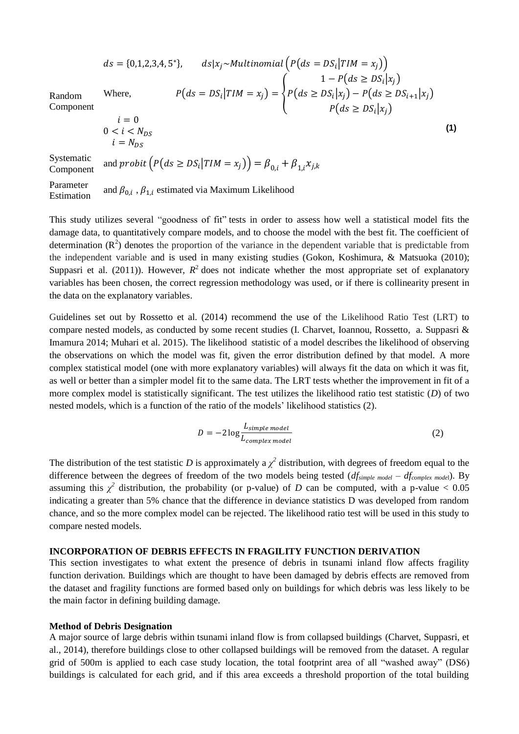Random Component

$$ds = \{0,1,2,3,4,5^*\}, \qquad ds|x_j \sim Multinomial\left(P\left(ds = DS_i \middle| TIM = x_j\right)\right)$$

Where,

$$P\left(ds = DS_i \middle| TIM = x_j\right) = \begin{cases} 1 - P\left(ds \geq DS_i \middle| x_j\right) & i = 0 \\ P\left(ds \geq DS_i \middle| x_j\right) - P\left(ds \geq DS_{i+1} \middle| x_j\right) & 0 < i < N_{DS} \\ P\left(ds \geq DS_i \middle| x_j\right) & i = N_{DS} \end{cases} \quad \textbf{(1)}$$

Systematic Component

and $probit\left(P\left(ds \geq DS_i \middle| TIM = x_j\right)\right) = \beta_{0,i} + \beta_{1,i} x_{j,k}$

Parameter Estimation

and $\beta_{0,i}$ , $\beta_{1,i}$ estimated via Maximum Likelihood

This study utilizes several "goodness of fit" tests in order to assess how well a statistical model fits the damage data, to quantitatively compare models, and to choose the model with the best fit. The coefficient of determination ($R^2$) denotes the proportion of the variance in the dependent variable that is predictable from the independent variable and is used in many existing studies (Gokon, Koshimura, & Matsuoka (2010); Suppasri et al. (2011)). However, $R^2$ does not indicate whether the most appropriate set of explanatory variables has been chosen, the correct regression methodology was used, or if there is collinearity present in the data on the explanatory variables.

Guidelines set out by Rossetto et al. (2014) recommend the use of the Likelihood Ratio Test (LRT) to compare nested models, as conducted by some recent studies (I. Charvet, Ioannou, Rossetto, a. Suppasri & Imamura 2014; Muhari et al. 2015). The likelihood statistic of a model describes the likelihood of observing the observations on which the model was fit, given the error distribution defined by that model. A more complex statistical model (one with more explanatory variables) will always fit the data on which it was fit, as well or better than a simpler model fit to the same data. The LRT tests whether the improvement in fit of a more complex model is statistically significant. The test utilizes the likelihood ratio test statistic (*D*) of two nested models, which is a function of the ratio of the models' likelihood statistics (2).

$$D = -2\log\frac{L_{simple\ model}}{L_{complex\ model}} \qquad (2)$$

The distribution of the test statistic *D* is approximately a $\chi^2$ distribution, with degrees of freedom equal to the difference between the degrees of freedom of the two models being tested ($df_{simple\ model} - df_{complex\ model}$). By assuming this $\chi^2$ distribution, the probability (or p-value) of *D* can be computed, with a p-value $< 0.05$ indicating a greater than 5% chance that the difference in deviance statistics D was developed from random chance, and so the more complex model can be rejected. The likelihood ratio test will be used in this study to compare nested models.

## INCORPORATION OF DEBRIS EFFECTS IN FRAGILITY FUNCTION DERIVATION

This section investigates to what extent the presence of debris in tsunami inland flow affects fragility function derivation. Buildings which are thought to have been damaged by debris effects are removed from the dataset and fragility functions are formed based only on buildings for which debris was less likely to be the main factor in defining building damage.

### Method of Debris Designation

A major source of large debris within tsunami inland flow is from collapsed buildings (Charvet, Suppasri, et al., 2014), therefore buildings close to other collapsed buildings will be removed from the dataset. A regular grid of 500m is applied to each case study location, the total footprint area of all "washed away" (DS6) buildings is calculated for each grid, and if this area exceeds a threshold proportion of the total building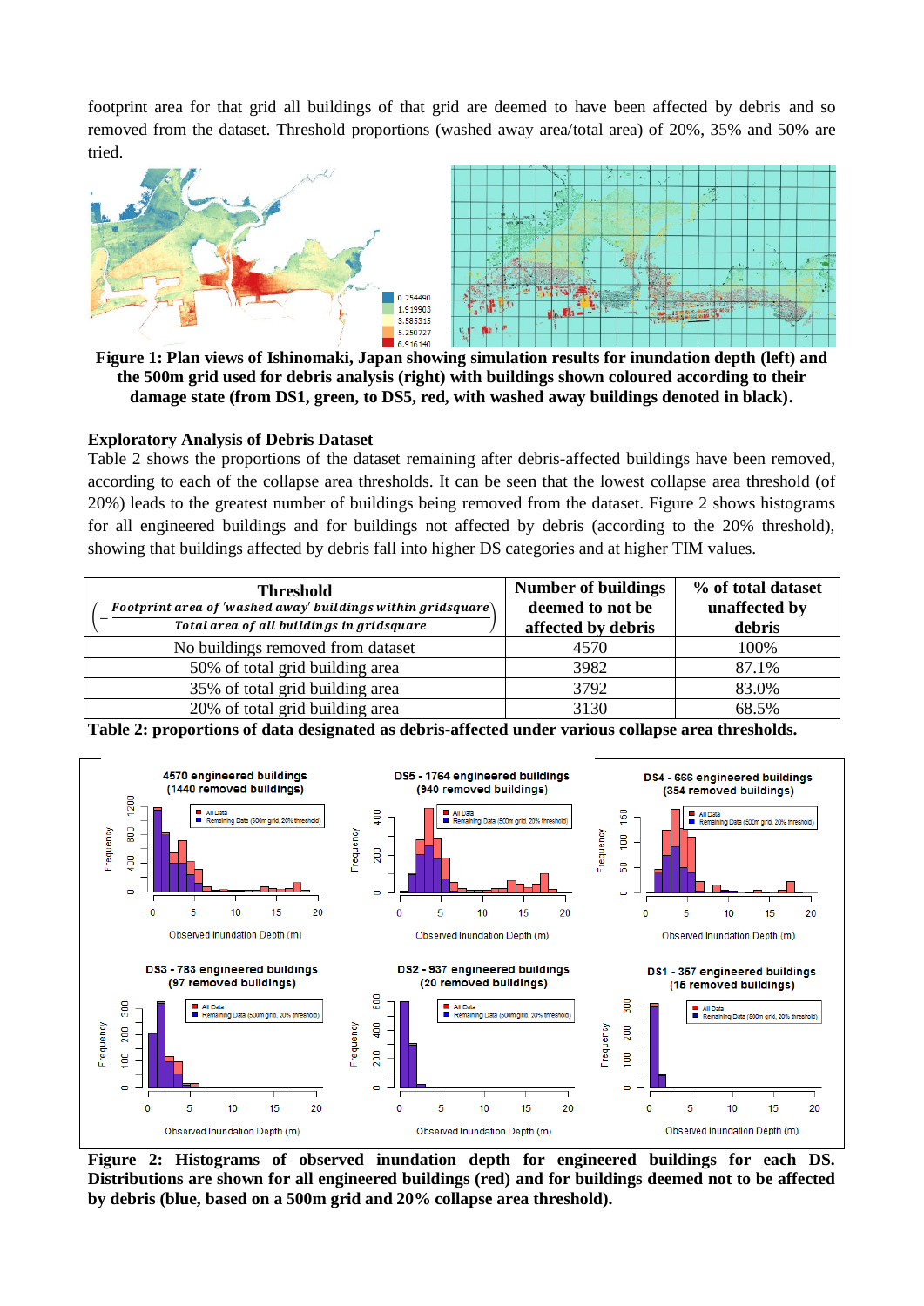footprint area for that grid all buildings of that grid are deemed to have been affected by debris and so removed from the dataset. Threshold proportions (washed away area/total area) of 20%, 35% and 50% are tried.

**Figure 1: Plan views of Ishinomaki, Japan showing simulation results for inundation depth (left) and the 500m grid used for debris analysis (right) with buildings shown coloured according to their damage state (from DS1, green, to DS5, red, with washed away buildings denoted in black).**

### Exploratory Analysis of Debris Dataset

Table 2 shows the proportions of the dataset remaining after debris-affected buildings have been removed, according to each of the collapse area thresholds. It can be seen that the lowest collapse area threshold (of 20%) leads to the greatest number of buildings being removed from the dataset. Figure 2 shows histograms for all engineered buildings and for buildings not affected by debris (according to the 20% threshold), showing that buildings affected by debris fall into higher DS categories and at higher TIM values.

| Threshold $\left(= \frac{\textit{Footprint area of 'washed away' buildings within gridsquare}}{\textit{Total area of all buildings in gridsquare}}\right)$ | Number of buildings deemed to not be affected by debris | % of total dataset unaffected by debris |
|---|---|---|
| No buildings removed from dataset | 4570 | 100% |
| 50% of total grid building area | 3982 | 87.1% |
| 35% of total grid building area | 3792 | 83.0% |
| 20% of total grid building area | 3130 | 68.5% |

**Table 2: proportions of data designated as debris-affected under various collapse area thresholds.**

**Figure 2: Histograms of observed inundation depth for engineered buildings for each DS. Distributions are shown for all engineered buildings (red) and for buildings deemed not to be affected by debris (blue, based on a 500m grid and 20% collapse area threshold).**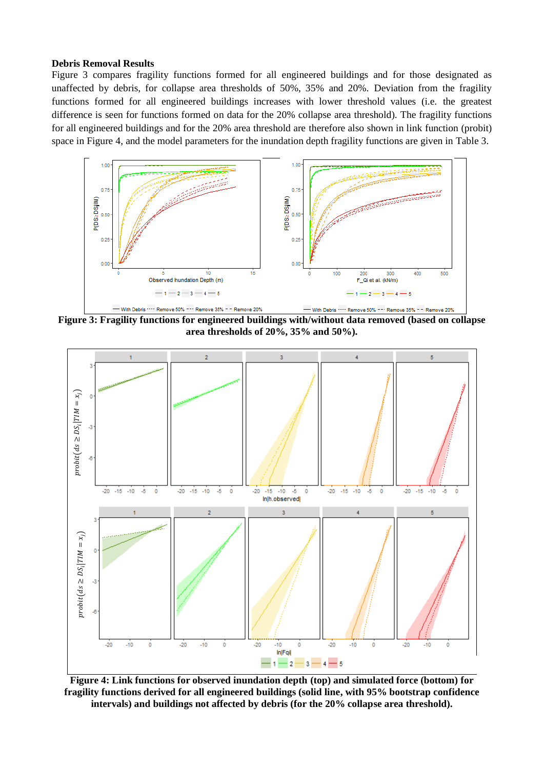**Debris Removal Results**

Figure 3 compares fragility functions formed for all engineered buildings and for those designated as unaffected by debris, for collapse area thresholds of 50%, 35% and 20%. Deviation from the fragility functions formed for all engineered buildings increases with lower threshold values (i.e. the greatest difference is seen for functions formed on data for the 20% collapse area threshold). The fragility functions for all engineered buildings and for the 20% area threshold are therefore also shown in link function (probit) space in Figure 4, and the model parameters for the inundation depth fragility functions are given in Table 3.

**Figure 3: Fragility functions for engineered buildings with/without data removed (based on collapse area thresholds of 20%, 35% and 50%).**

**Figure 4: Link functions for observed inundation depth (top) and simulated force (bottom) for fragility functions derived for all engineered buildings (solid line, with 95% bootstrap confidence intervals) and buildings not affected by debris (for the 20% collapse area threshold).**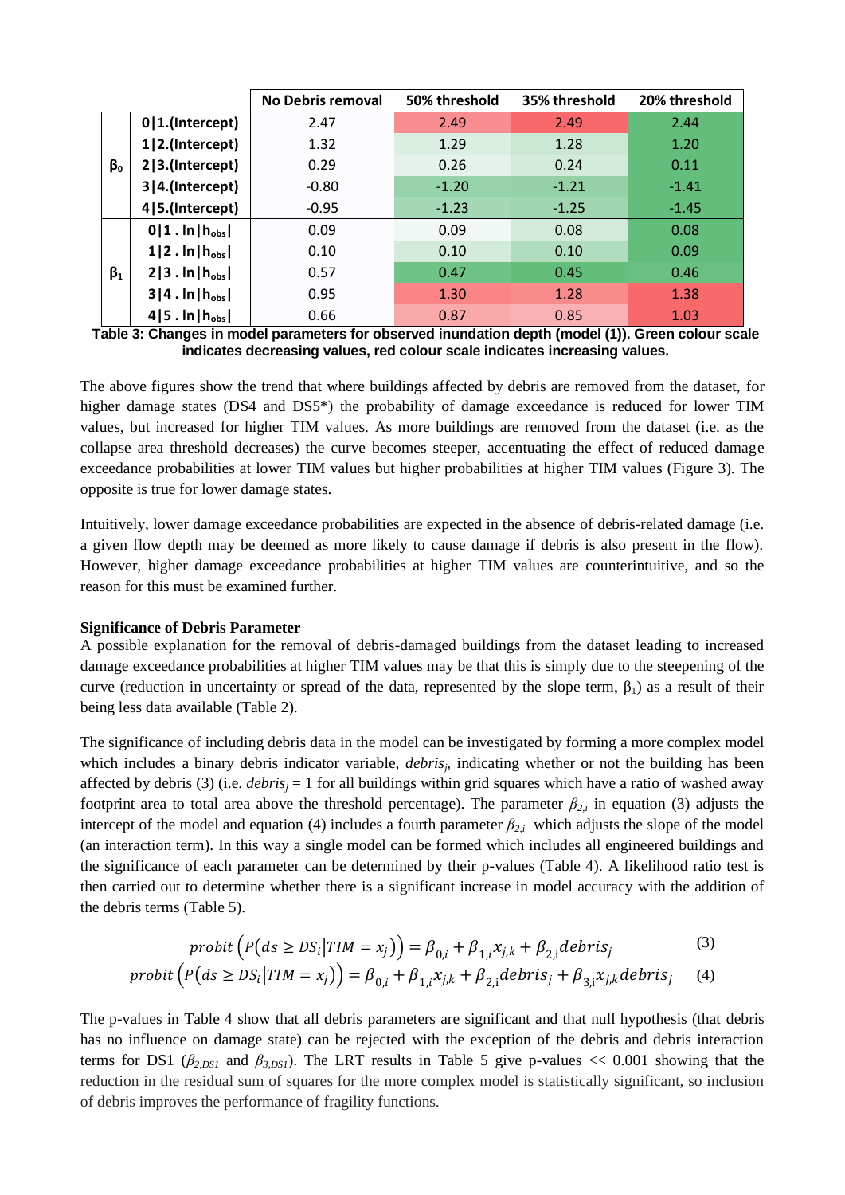| | | No Debris removal | 50% threshold | 35% threshold | 20% threshold |
|---|---|---|---|---|---|
| $\beta_0$ | 0\|1.(Intercept) | 2.47 | 2.49 | 2.49 | 2.44 |
| | 1\|2.(Intercept) | 1.32 | 1.29 | 1.28 | 1.20 |
| | 2\|3.(Intercept) | 0.29 | 0.26 | 0.24 | 0.11 |
| | 3\|4.(Intercept) | -0.80 | -1.20 | -1.21 | -1.41 |
| | 4\|5.(Intercept) | -0.95 | -1.23 | -1.25 | -1.45 |
| $\beta_1$ | 0\|1 . ln\|$h_{obs}$\| | 0.09 | 0.09 | 0.08 | 0.08 |
| | 1\|2 . ln\|$h_{obs}$\| | 0.10 | 0.10 | 0.10 | 0.09 |
| | 2\|3 . ln\|$h_{obs}$\| | 0.57 | 0.47 | 0.45 | 0.46 |
| | 3\|4 . ln\|$h_{obs}$\| | 0.95 | 1.30 | 1.28 | 1.38 |
| | 4\|5 . ln\|$h_{obs}$\| | 0.66 | 0.87 | 0.85 | 1.03 |

**Table 3: Changes in model parameters for observed inundation depth (model (1)). Green colour scale indicates decreasing values, red colour scale indicates increasing values.**

The above figures show the trend that where buildings affected by debris are removed from the dataset, for higher damage states (DS4 and DS5*) the probability of damage exceedance is reduced for lower TIM values, but increased for higher TIM values. As more buildings are removed from the dataset (i.e. as the collapse area threshold decreases) the curve becomes steeper, accentuating the effect of reduced damage exceedance probabilities at lower TIM values but higher probabilities at higher TIM values (Figure 3). The opposite is true for lower damage states.

Intuitively, lower damage exceedance probabilities are expected in the absence of debris-related damage (i.e. a given flow depth may be deemed as more likely to cause damage if debris is also present in the flow). However, higher damage exceedance probabilities at higher TIM values are counterintuitive, and so the reason for this must be examined further.

**Significance of Debris Parameter**

A possible explanation for the removal of debris-damaged buildings from the dataset leading to increased damage exceedance probabilities at higher TIM values may be that this is simply due to the steepening of the curve (reduction in uncertainty or spread of the data, represented by the slope term, $\beta_1$) as a result of their being less data available (Table 2).

The significance of including debris data in the model can be investigated by forming a more complex model which includes a binary debris indicator variable, $debris_j$, indicating whether or not the building has been affected by debris (3) (i.e. $debris_j = 1$ for all buildings within grid squares which have a ratio of washed away footprint area to total area above the threshold percentage). The parameter $\beta_{2,i}$ in equation (3) adjusts the intercept of the model and equation (4) includes a fourth parameter $\beta_{2,i}$ which adjusts the slope of the model (an interaction term). In this way a single model can be formed which includes all engineered buildings and the significance of each parameter can be determined by their p-values (Table 4). A likelihood ratio test is then carried out to determine whether there is a significant increase in model accuracy with the addition of the debris terms (Table 5).

$$probit\left(P\left(ds \geq DS_i \middle| TIM = x_j\right)\right) = \beta_{0,i} + \beta_{1,i}x_{j,k} + \beta_{2,i}debris_j \tag{3}$$

$$probit\left(P\left(ds \geq DS_i \middle| TIM = x_j\right)\right) = \beta_{0,i} + \beta_{1,i}x_{j,k} + \beta_{2,i}debris_j + \beta_{3,i}x_{j,k}debris_j \tag{4}$$

The p-values in Table 4 show that all debris parameters are significant and that null hypothesis (that debris has no influence on damage state) can be rejected with the exception of the debris and debris interaction terms for DS1 ($\beta_{2,DS1}$ and $\beta_{3,DS1}$). The LRT results in Table 5 give p-values << 0.001 showing that the reduction in the residual sum of squares for the more complex model is statistically significant, so inclusion of debris improves the performance of fragility functions.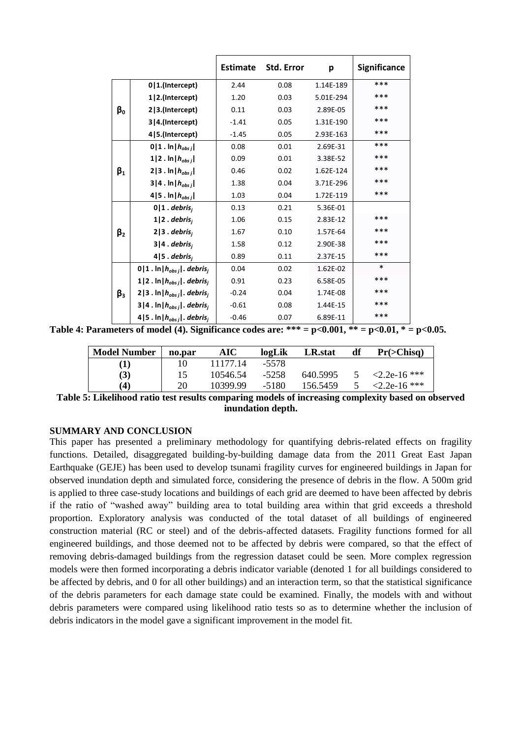| | | Estimate | Std. Error | p | Significance |
|---|---|---|---|---|---|
| $\beta_0$ | 0\|1.(Intercept) | 2.44 | 0.08 | 1.14E-189 | *** |
| | 1\|2.(Intercept) | 1.20 | 0.03 | 5.01E-294 | *** |
| | 2\|3.(Intercept) | 0.11 | 0.03 | 2.89E-05 | *** |
| | 3\|4.(Intercept) | -1.41 | 0.05 | 1.31E-190 | *** |
| | 4\|5.(Intercept) | -1.45 | 0.05 | 2.93E-163 | *** |
| $\beta_1$ | 0\|1 . $\ln\|h_{obs\,j}\|$ | 0.08 | 0.01 | 2.69E-31 | *** |
| | 1\|2 . $\ln\|h_{obs\,j}\|$ | 0.09 | 0.01 | 3.38E-52 | *** |
| | 2\|3 . $\ln\|h_{obs\,j}\|$ | 0.46 | 0.02 | 1.62E-124 | *** |
| | 3\|4 . $\ln\|h_{obs\,j}\|$ | 1.38 | 0.04 | 3.71E-296 | *** |
| | 4\|5 . $\ln\|h_{obs\,j}\|$ | 1.03 | 0.04 | 1.72E-119 | *** |
| $\beta_2$ | 0\|1 . $debris_j$ | 0.13 | 0.21 | 5.36E-01 | |
| | 1\|2 . $debris_j$ | 1.06 | 0.15 | 2.83E-12 | *** |
| | 2\|3 . $debris_j$ | 1.67 | 0.10 | 1.57E-64 | *** |
| | 3\|4 . $debris_j$ | 1.58 | 0.12 | 2.90E-38 | *** |
| | 4\|5 . $debris_j$ | 0.89 | 0.11 | 2.37E-15 | *** |
| $\beta_3$ | 0\|1 . $\ln\|h_{obs\,j}\|$ . $debris_j$ | 0.04 | 0.02 | 1.62E-02 | * |
| | 1\|2 . $\ln\|h_{obs\,j}\|$ . $debris_j$ | 0.91 | 0.23 | 6.58E-05 | *** |
| | 2\|3 . $\ln\|h_{obs\,j}\|$ . $debris_j$ | -0.24 | 0.04 | 1.74E-08 | *** |
| | 3\|4 . $\ln\|h_{obs\,j}\|$ . $debris_j$ | -0.61 | 0.08 | 1.44E-15 | *** |
| | 4\|5 . $\ln\|h_{obs\,j}\|$ . $debris_j$ | -0.46 | 0.07 | 6.89E-11 | *** |

**Table 4: Parameters of model (4). Significance codes are: *** = p<0.001, ** = p<0.01, * = p<0.05.**

| Model Number | no.par | AIC | logLik | LR.stat | df | Pr(>Chisq) |
|---|---|---|---|---|---|---|
| **(1)** | 10 | 11177.14 | -5578 | | | |
| **(3)** | 15 | 10546.54 | -5258 | 640.5995 | 5 | <2.2e-16 *** |
| **(4)** | 20 | 10399.99 | -5180 | 156.5459 | 5 | <2.2e-16 *** |

**Table 5: Likelihood ratio test results comparing models of increasing complexity based on observed inundation depth.**

## SUMMARY AND CONCLUSION

This paper has presented a preliminary methodology for quantifying debris-related effects on fragility functions. Detailed, disaggregated building-by-building damage data from the 2011 Great East Japan Earthquake (GEJE) has been used to develop tsunami fragility curves for engineered buildings in Japan for observed inundation depth and simulated force, considering the presence of debris in the flow. A 500m grid is applied to three case-study locations and buildings of each grid are deemed to have been affected by debris if the ratio of "washed away" building area to total building area within that grid exceeds a threshold proportion. Exploratory analysis was conducted of the total dataset of all buildings of engineered construction material (RC or steel) and of the debris-affected datasets. Fragility functions formed for all engineered buildings, and those deemed not to be affected by debris were compared, so that the effect of removing debris-damaged buildings from the regression dataset could be seen. More complex regression models were then formed incorporating a debris indicator variable (denoted 1 for all buildings considered to be affected by debris, and 0 for all other buildings) and an interaction term, so that the statistical significance of the debris parameters for each damage state could be examined. Finally, the models with and without debris parameters were compared using likelihood ratio tests so as to determine whether the inclusion of debris indicators in the model gave a significant improvement in the model fit.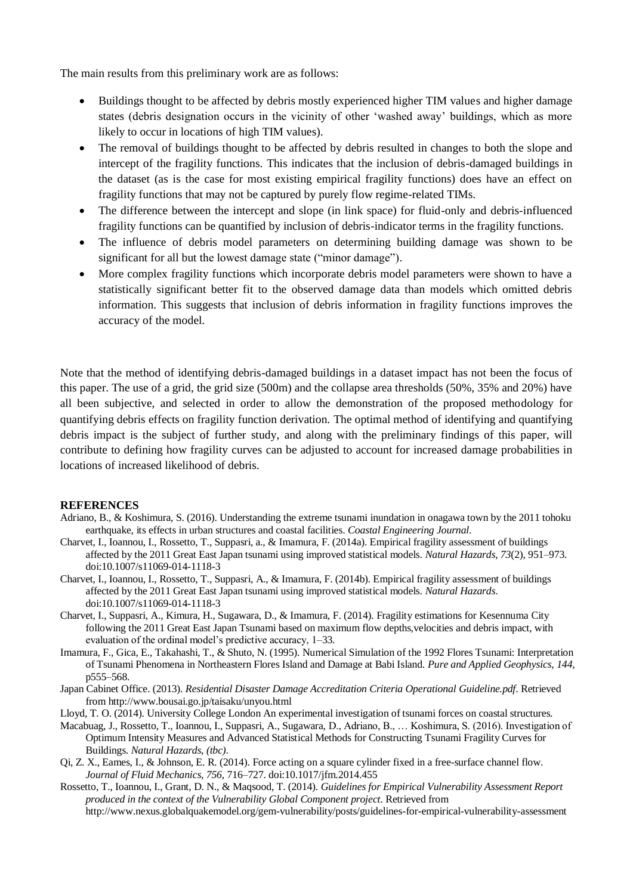The main results from this preliminary work are as follows:

- Buildings thought to be affected by debris mostly experienced higher TIM values and higher damage states (debris designation occurs in the vicinity of other 'washed away' buildings, which as more likely to occur in locations of high TIM values).
- The removal of buildings thought to be affected by debris resulted in changes to both the slope and intercept of the fragility functions. This indicates that the inclusion of debris-damaged buildings in the dataset (as is the case for most existing empirical fragility functions) does have an effect on fragility functions that may not be captured by purely flow regime-related TIMs.
- The difference between the intercept and slope (in link space) for fluid-only and debris-influenced fragility functions can be quantified by inclusion of debris-indicator terms in the fragility functions.
- The influence of debris model parameters on determining building damage was shown to be significant for all but the lowest damage state ("minor damage").
- More complex fragility functions which incorporate debris model parameters were shown to have a statistically significant better fit to the observed damage data than models which omitted debris information. This suggests that inclusion of debris information in fragility functions improves the accuracy of the model.

Note that the method of identifying debris-damaged buildings in a dataset impact has not been the focus of this paper. The use of a grid, the grid size (500m) and the collapse area thresholds (50%, 35% and 20%) have all been subjective, and selected in order to allow the demonstration of the proposed methodology for quantifying debris effects on fragility function derivation. The optimal method of identifying and quantifying debris impact is the subject of further study, and along with the preliminary findings of this paper, will contribute to defining how fragility curves can be adjusted to account for increased damage probabilities in locations of increased likelihood of debris.

## REFERENCES

Adriano, B., & Koshimura, S. (2016). Understanding the extreme tsunami inundation in onagawa town by the 2011 tohoku earthquake, its effects in urban structures and coastal facilities. *Coastal Engineering Journal*.

Charvet, I., Ioannou, I., Rossetto, T., Suppasri, a., & Imamura, F. (2014a). Empirical fragility assessment of buildings affected by the 2011 Great East Japan tsunami using improved statistical models. *Natural Hazards*, *73*(2), 951–973. doi:10.1007/s11069-014-1118-3

Charvet, I., Ioannou, I., Rossetto, T., Suppasri, A., & Imamura, F. (2014b). Empirical fragility assessment of buildings affected by the 2011 Great East Japan tsunami using improved statistical models. *Natural Hazards*. doi:10.1007/s11069-014-1118-3

Charvet, I., Suppasri, A., Kimura, H., Sugawara, D., & Imamura, F. (2014). Fragility estimations for Kesennuma City following the 2011 Great East Japan Tsunami based on maximum flow depths,velocities and debris impact, with evaluation of the ordinal model's predictive accuracy, 1–33.

Imamura, F., Gica, E., Takahashi, T., & Shuto, N. (1995). Numerical Simulation of the 1992 Flores Tsunami: Interpretation of Tsunami Phenomena in Northeastern Flores Island and Damage at Babi Island. *Pure and Applied Geophysics*, *144*, p555–568.

Japan Cabinet Office. (2013). *Residential Disaster Damage Accreditation Criteria Operational Guideline.pdf*. Retrieved from http://www.bousai.go.jp/taisaku/unyou.html

Lloyd, T. O. (2014). University College London An experimental investigation of tsunami forces on coastal structures.

Macabuag, J., Rossetto, T., Ioannou, I., Suppasri, A., Sugawara, D., Adriano, B., … Koshimura, S. (2016). Investigation of Optimum Intensity Measures and Advanced Statistical Methods for Constructing Tsunami Fragility Curves for Buildings. *Natural Hazards*, *(tbc)*.

Qi, Z. X., Eames, I., & Johnson, E. R. (2014). Force acting on a square cylinder fixed in a free-surface channel flow. *Journal of Fluid Mechanics*, *756*, 716–727. doi:10.1017/jfm.2014.455

Rossetto, T., Ioannou, I., Grant, D. N., & Maqsood, T. (2014). *Guidelines for Empirical Vulnerability Assessment Report produced in the context of the Vulnerability Global Component project*. Retrieved from http://www.nexus.globalquakemodel.org/gem-vulnerability/posts/guidelines-for-empirical-vulnerability-assessment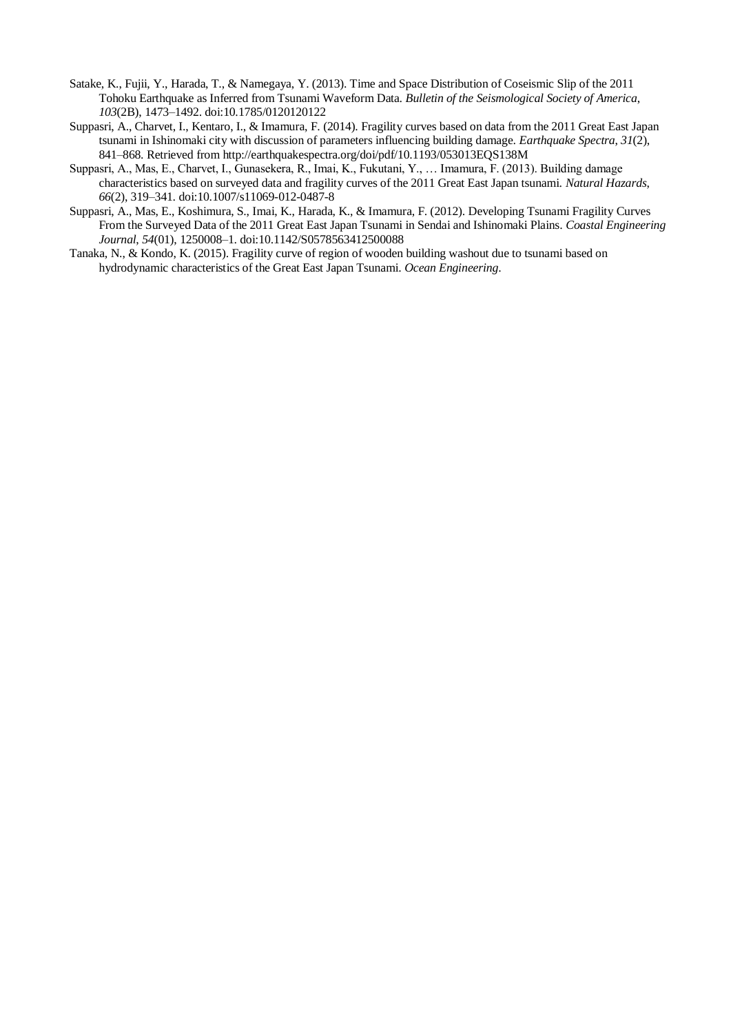Satake, K., Fujii, Y., Harada, T., & Namegaya, Y. (2013). Time and Space Distribution of Coseismic Slip of the 2011 Tohoku Earthquake as Inferred from Tsunami Waveform Data. *Bulletin of the Seismological Society of America*, *103*(2B), 1473–1492. doi:10.1785/0120120122

Suppasri, A., Charvet, I., Kentaro, I., & Imamura, F. (2014). Fragility curves based on data from the 2011 Great East Japan tsunami in Ishinomaki city with discussion of parameters influencing building damage. *Earthquake Spectra*, *31*(2), 841–868. Retrieved from http://earthquakespectra.org/doi/pdf/10.1193/053013EQS138M

Suppasri, A., Mas, E., Charvet, I., Gunasekera, R., Imai, K., Fukutani, Y., … Imamura, F. (2013). Building damage characteristics based on surveyed data and fragility curves of the 2011 Great East Japan tsunami. *Natural Hazards*, *66*(2), 319–341. doi:10.1007/s11069-012-0487-8

Suppasri, A., Mas, E., Koshimura, S., Imai, K., Harada, K., & Imamura, F. (2012). Developing Tsunami Fragility Curves From the Surveyed Data of the 2011 Great East Japan Tsunami in Sendai and Ishinomaki Plains. *Coastal Engineering Journal*, *54*(01), 1250008–1. doi:10.1142/S0578563412500088

Tanaka, N., & Kondo, K. (2015). Fragility curve of region of wooden building washout due to tsunami based on hydrodynamic characteristics of the Great East Japan Tsunami. *Ocean Engineering*.